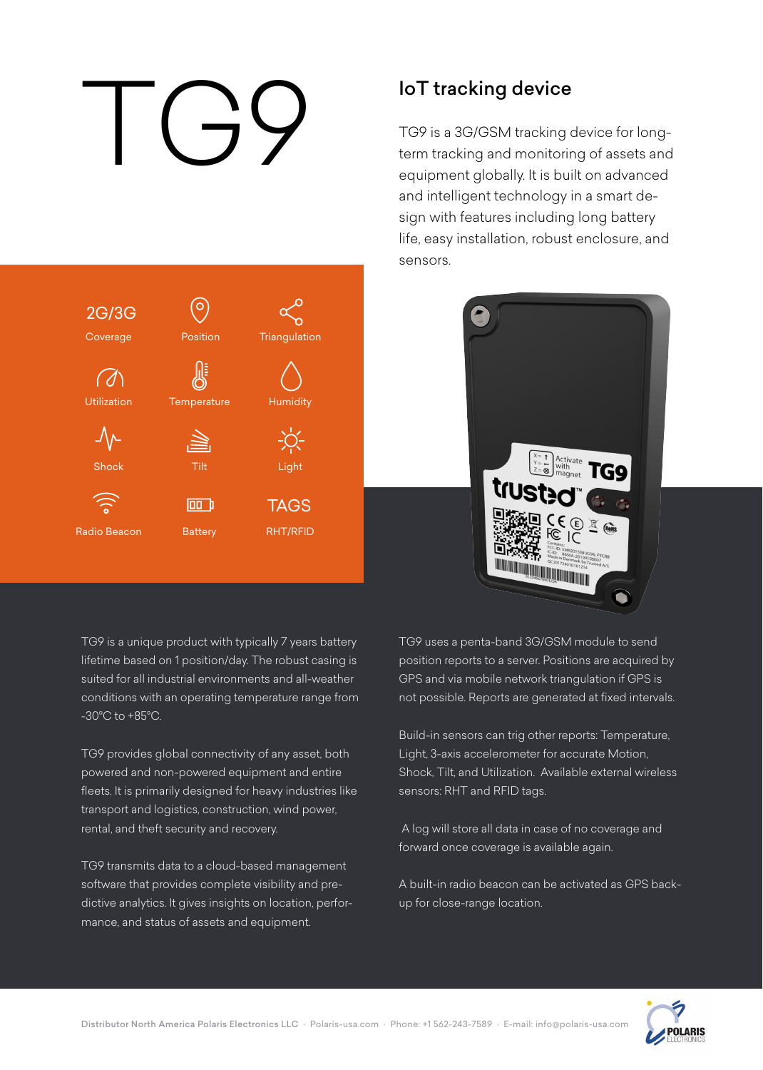# TG9

## IoT tracking device

TG9 is a 3G/GSM tracking device for long-term tracking and monitoring of assets and equipment globally. It is built on advanced and intelligent technology in a smart design with features including long battery life, easy installation, robust enclosure, and sensors.

- 2G/3G Coverage
- Position
- Triangulation
- Utilization
- Temperature
- Humidity
- Shock
- Tilt
- Light
- Radio Beacon
- Battery
- TAGS RHT/RFID

TG9 is a unique product with typically 7 years battery lifetime based on 1 position/day. The robust casing is suited for all industrial environments and all-weather conditions with an operating temperature range from -30°C to +85°C.

TG9 provides global connectivity of any asset, both powered and non-powered equipment and entire fleets. It is primarily designed for heavy industries like transport and logistics, construction, wind power, rental, and theft security and recovery.

TG9 transmits data to a cloud-based management software that provides complete visibility and predictive analytics. It gives insights on location, performance, and status of assets and equipment.

TG9 uses a penta-band 3G/GSM module to send position reports to a server. Positions are acquired by GPS and via mobile network triangulation if GPS is not possible. Reports are generated at fixed intervals.

Build-in sensors can trig other reports: Temperature, Light, 3-axis accelerometer for accurate Motion, Shock, Tilt, and Utilization. Available external wireless sensors: RHT and RFID tags.

A log will store all data in case of no coverage and forward once coverage is available again.

A built-in radio beacon can be activated as GPS back-up for close-range location.

Distributor North America Polaris Electronics LLC · Polaris-usa.com · Phone: +1 562-243-7589 · E-mail: info@polaris-usa.com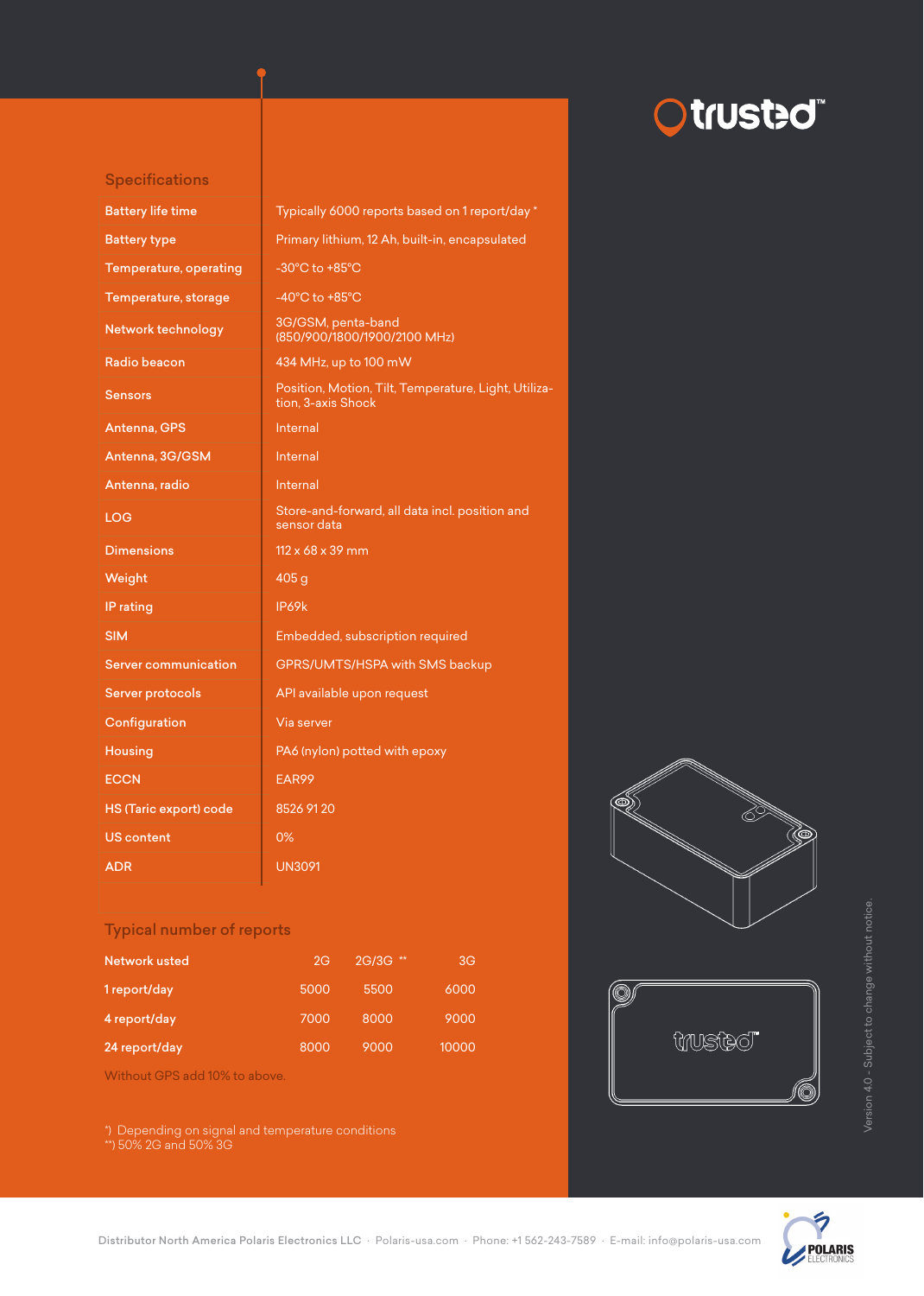## Specifications

| | |
|---|---|
| Battery life time | Typically 6000 reports based on 1 report/day * |
| Battery type | Primary lithium, 12 Ah, built-in, encapsulated |
| Temperature, operating | -30°C to +85°C |
| Temperature, storage | -40°C to +85°C |
| Network technology | 3G/GSM, penta-band (850/900/1800/1900/2100 MHz) |
| Radio beacon | 434 MHz, up to 100 mW |
| Sensors | Position, Motion, Tilt, Temperature, Light, Utilization, 3-axis Shock |
| Antenna, GPS | Internal |
| Antenna, 3G/GSM | Internal |
| Antenna, radio | Internal |
| LOG | Store-and-forward, all data incl. position and sensor data |
| Dimensions | 112 x 68 x 39 mm |
| Weight | 405 g |
| IP rating | IP69k |
| SIM | Embedded, subscription required |
| Server communication | GPRS/UMTS/HSPA with SMS backup |
| Server protocols | API available upon request |
| Configuration | Via server |
| Housing | PA6 (nylon) potted with epoxy |
| ECCN | EAR99 |
| HS (Taric export) code | 8526 91 20 |
| US content | 0% |
| ADR | UN3091 |

## Typical number of reports

| Network usted | 2G | 2G/3G ** | 3G |
|---|---|---|---|
| 1 report/day | 5000 | 5500 | 6000 |
| 4 report/day | 7000 | 8000 | 9000 |
| 24 report/day | 8000 | 9000 | 10000 |

Without GPS add 10% to above.

*) Depending on signal and temperature conditions
**) 50% 2G and 50% 3G

Version 4.0 - Subject to change without notice.

Distributor North America Polaris Electronics LLC · Polaris-usa.com · Phone: +1 562-243-7589 · E-mail: info@polaris-usa.com